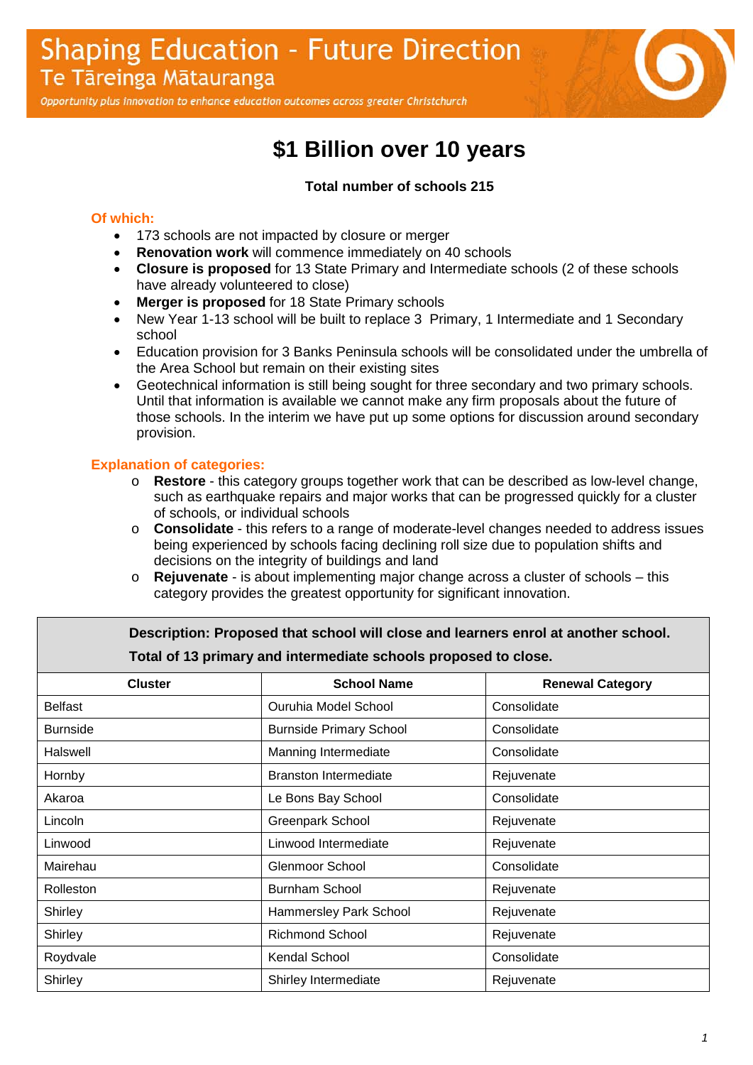# Shaping Education - Future Direction

## Te Tāreinga Mātauranga

*Opportunity plus innovation to enhance education outcomes across greater Christchurch*

# $1 Billion over 10 years

**Total number of schools 215**

### Of which:

- 173 schools are not impacted by closure or merger
- **Renovation work** will commence immediately on 40 schools
- **Closure is proposed** for 13 State Primary and Intermediate schools (2 of these schools have already volunteered to close)
- **Merger is proposed** for 18 State Primary schools
- New Year 1-13 school will be built to replace 3 Primary, 1 Intermediate and 1 Secondary school
- Education provision for 3 Banks Peninsula schools will be consolidated under the umbrella of the Area School but remain on their existing sites
- Geotechnical information is still being sought for three secondary and two primary schools. Until that information is available we cannot make any firm proposals about the future of those schools. In the interim we have put up some options for discussion around secondary provision.

### Explanation of categories:

- **Restore** - this category groups together work that can be described as low-level change, such as earthquake repairs and major works that can be progressed quickly for a cluster of schools, or individual schools
- **Consolidate** - this refers to a range of moderate-level changes needed to address issues being experienced by schools facing declining roll size due to population shifts and decisions on the integrity of buildings and land
- **Rejuvenate** - is about implementing major change across a cluster of schools – this category provides the greatest opportunity for significant innovation.

**Description: Proposed that school will close and learners enrol at another school.**

**Total of 13 primary and intermediate schools proposed to close.**

| Cluster | School Name | Renewal Category |
|---|---|---|
| Belfast | Ouruhia Model School | Consolidate |
| Burnside | Burnside Primary School | Consolidate |
| Halswell | Manning Intermediate | Consolidate |
| Hornby | Branston Intermediate | Rejuvenate |
| Akaroa | Le Bons Bay School | Consolidate |
| Lincoln | Greenpark School | Rejuvenate |
| Linwood | Linwood Intermediate | Rejuvenate |
| Mairehau | Glenmoor School | Consolidate |
| Rolleston | Burnham School | Rejuvenate |
| Shirley | Hammersley Park School | Rejuvenate |
| Shirley | Richmond School | Rejuvenate |
| Roydvale | Kendal School | Consolidate |
| Shirley | Shirley Intermediate | Rejuvenate |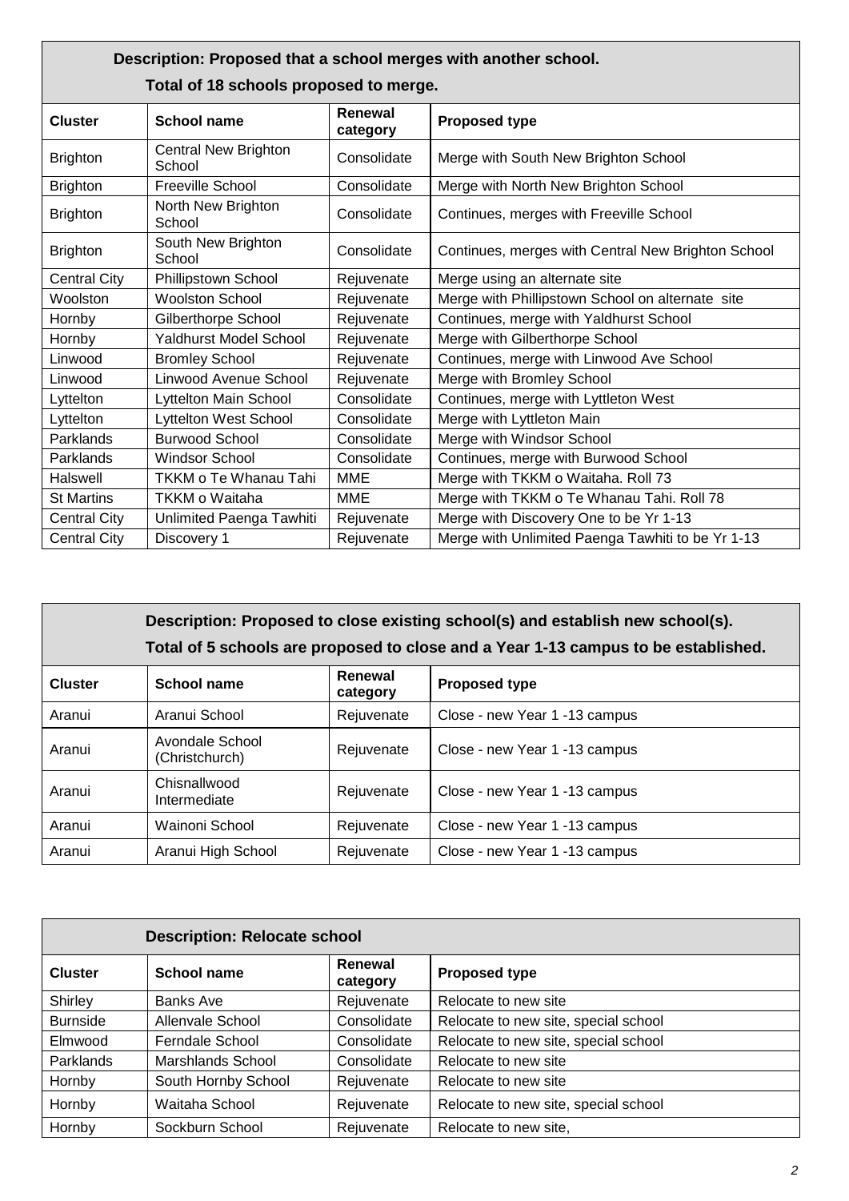| **Description: Proposed that a school merges with another school.**<br>**Total of 18 schools proposed to merge.** | | | |
|---|---|---|---|
| **Cluster** | **School name** | **Renewal category** | **Proposed type** |
| Brighton | Central New Brighton School | Consolidate | Merge with South New Brighton School |
| Brighton | Freeville School | Consolidate | Merge with North New Brighton School |
| Brighton | North New Brighton School | Consolidate | Continues, merges with Freeville School |
| Brighton | South New Brighton School | Consolidate | Continues, merges with Central New Brighton School |
| Central City | Phillipstown School | Rejuvenate | Merge using an alternate site |
| Woolston | Woolston School | Rejuvenate | Merge with Phillipstown School on alternate site |
| Hornby | Gilberthorpe School | Rejuvenate | Continues, merge with Yaldhurst School |
| Hornby | Yaldhurst Model School | Rejuvenate | Merge with Gilberthorpe School |
| Linwood | Bromley School | Rejuvenate | Continues, merge with Linwood Ave School |
| Linwood | Linwood Avenue School | Rejuvenate | Merge with Bromley School |
| Lyttelton | Lyttelton Main School | Consolidate | Continues, merge with Lyttleton West |
| Lyttelton | Lyttelton West School | Consolidate | Merge with Lyttleton Main |
| Parklands | Burwood School | Consolidate | Merge with Windsor School |
| Parklands | Windsor School | Consolidate | Continues, merge with Burwood School |
| Halswell | TKKM o Te Whanau Tahi | MME | Merge with TKKM o Waitaha. Roll 73 |
| St Martins | TKKM o Waitaha | MME | Merge with TKKM o Te Whanau Tahi. Roll 78 |
| Central City | Unlimited Paenga Tawhiti | Rejuvenate | Merge with Discovery One to be Yr 1-13 |
| Central City | Discovery 1 | Rejuvenate | Merge with Unlimited Paenga Tawhiti to be Yr 1-13 |

| **Description: Proposed to close existing school(s) and establish new school(s).**<br>**Total of 5 schools are proposed to close and a Year 1-13 campus to be established.** | | | |
|---|---|---|---|
| **Cluster** | **School name** | **Renewal category** | **Proposed type** |
| Aranui | Aranui School | Rejuvenate | Close - new Year 1 -13 campus |
| Aranui | Avondale School (Christchurch) | Rejuvenate | Close - new Year 1 -13 campus |
| Aranui | Chisnallwood Intermediate | Rejuvenate | Close - new Year 1 -13 campus |
| Aranui | Wainoni School | Rejuvenate | Close - new Year 1 -13 campus |
| Aranui | Aranui High School | Rejuvenate | Close - new Year 1 -13 campus |

| **Description: Relocate school** | | | |
|---|---|---|---|
| **Cluster** | **School name** | **Renewal category** | **Proposed type** |
| Shirley | Banks Ave | Rejuvenate | Relocate to new site |
| Burnside | Allenvale School | Consolidate | Relocate to new site, special school |
| Elmwood | Ferndale School | Consolidate | Relocate to new site, special school |
| Parklands | Marshlands School | Consolidate | Relocate to new site |
| Hornby | South Hornby School | Rejuvenate | Relocate to new site |
| Hornby | Waitaha School | Rejuvenate | Relocate to new site, special school |
| Hornby | Sockburn School | Rejuvenate | Relocate to new site, |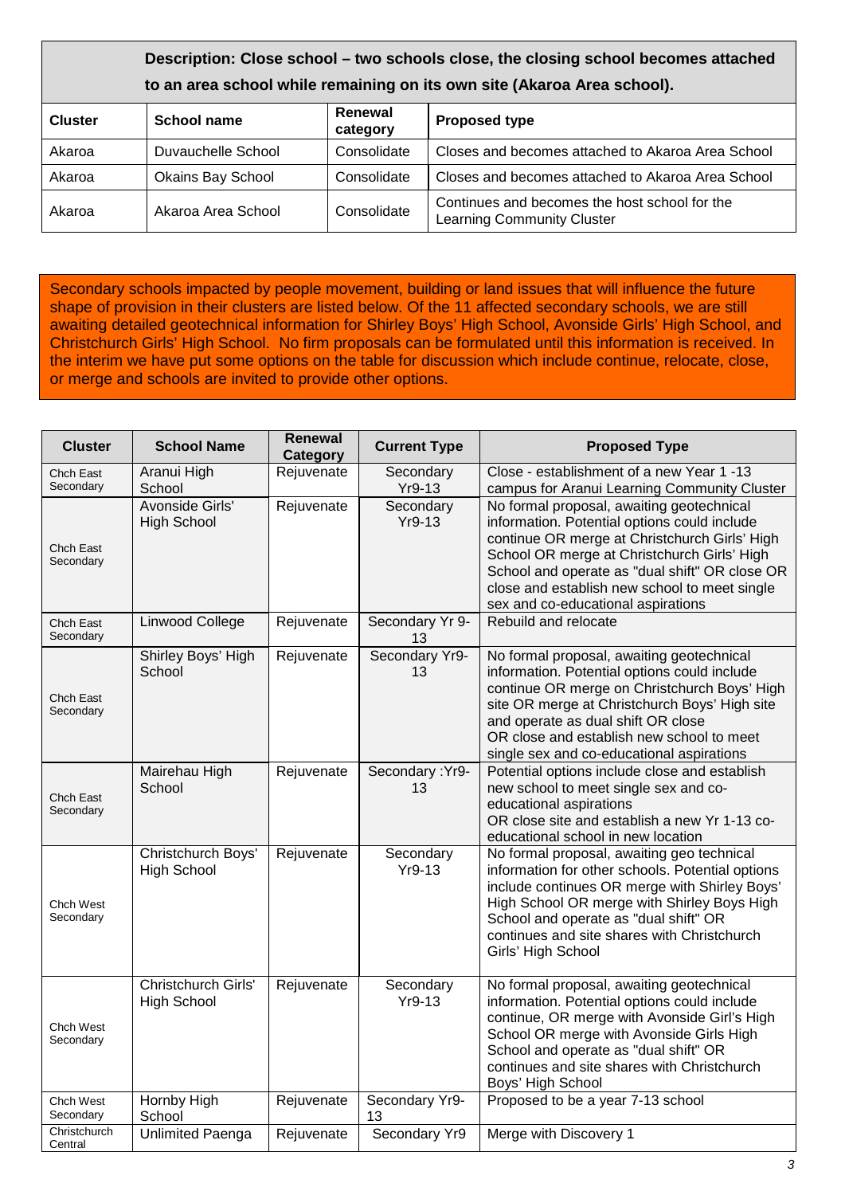| Description: Close school – two schools close, the closing school becomes attached to an area school while remaining on its own site (Akaroa Area school). | | | |
|---|---|---|---|
| **Cluster** | **School name** | **Renewal category** | **Proposed type** |
| Akaroa | Duvauchelle School | Consolidate | Closes and becomes attached to Akaroa Area School |
| Akaroa | Okains Bay School | Consolidate | Closes and becomes attached to Akaroa Area School |
| Akaroa | Akaroa Area School | Consolidate | Continues and becomes the host school for the Learning Community Cluster |

Secondary schools impacted by people movement, building or land issues that will influence the future shape of provision in their clusters are listed below. Of the 11 affected secondary schools, we are still awaiting detailed geotechnical information for Shirley Boys' High School, Avonside Girls' High School, and Christchurch Girls' High School. No firm proposals can be formulated until this information is received. In the interim we have put some options on the table for discussion which include continue, relocate, close, or merge and schools are invited to provide other options.

| Cluster | School Name | Renewal Category | Current Type | Proposed Type |
|---|---|---|---|---|
| Chch East Secondary | Aranui High School | Rejuvenate | Secondary Yr9-13 | Close - establishment of a new Year 1 -13 campus for Aranui Learning Community Cluster |
| Chch East Secondary | Avonside Girls' High School | Rejuvenate | Secondary Yr9-13 | No formal proposal, awaiting geotechnical information. Potential options could include continue OR merge at Christchurch Girls' High School OR merge at Christchurch Girls' High School and operate as "dual shift" OR close OR close and establish new school to meet single sex and co-educational aspirations |
| Chch East Secondary | Linwood College | Rejuvenate | Secondary Yr 9-13 | Rebuild and relocate |
| Chch East Secondary | Shirley Boys' High School | Rejuvenate | Secondary Yr9-13 | No formal proposal, awaiting geotechnical information. Potential options could include continue OR merge on Christchurch Boys' High site OR merge at Christchurch Boys' High site and operate as dual shift OR close OR close and establish new school to meet single sex and co-educational aspirations |
| Chch East Secondary | Mairehau High School | Rejuvenate | Secondary :Yr9-13 | Potential options include close and establish new school to meet single sex and co-educational aspirations OR close site and establish a new Yr 1-13 co-educational school in new location |
| Chch West Secondary | Christchurch Boys' High School | Rejuvenate | Secondary Yr9-13 | No formal proposal, awaiting geo technical information for other schools. Potential options include continues OR merge with Shirley Boys' High School OR merge with Shirley Boys High School and operate as "dual shift" OR continues and site shares with Christchurch Girls' High School |
| Chch West Secondary | Christchurch Girls' High School | Rejuvenate | Secondary Yr9-13 | No formal proposal, awaiting geotechnical information. Potential options could include continue, OR merge with Avonside Girl's High School OR merge with Avonside Girls High School and operate as "dual shift" OR continues and site shares with Christchurch Boys' High School |
| Chch West Secondary | Hornby High School | Rejuvenate | Secondary Yr9-13 | Proposed to be a year 7-13 school |
| Christchurch Central | Unlimited Paenga | Rejuvenate | Secondary Yr9 | Merge with Discovery 1 |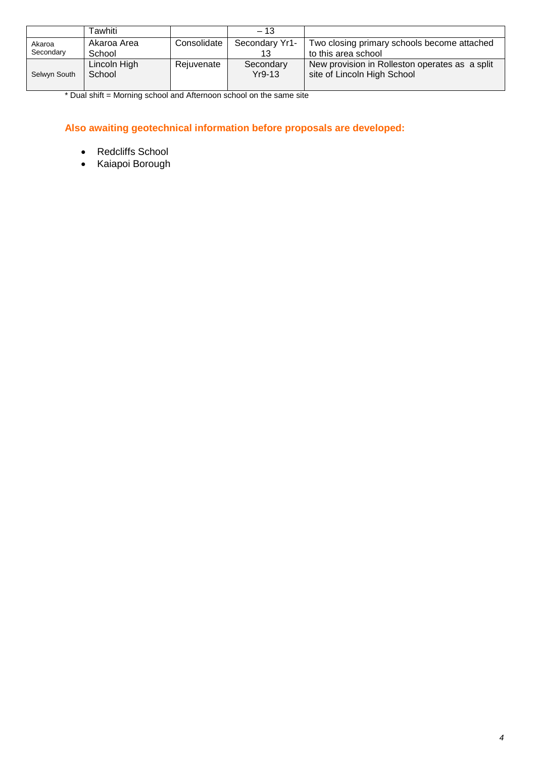| | | | | |
|---|---|---|---|---|
| | Tawhiti | | – 13 | |
| Akaroa Secondary | Akaroa Area School | Consolidate | Secondary Yr1-13 | Two closing primary schools become attached to this area school |
| Selwyn South | Lincoln High School | Rejuvenate | Secondary Yr9-13 | New provision in Rolleston operates as a split site of Lincoln High School |

* Dual shift = Morning school and Afternoon school on the same site

**Also awaiting geotechnical information before proposals are developed:**

- Redcliffs School
- Kaiapoi Borough